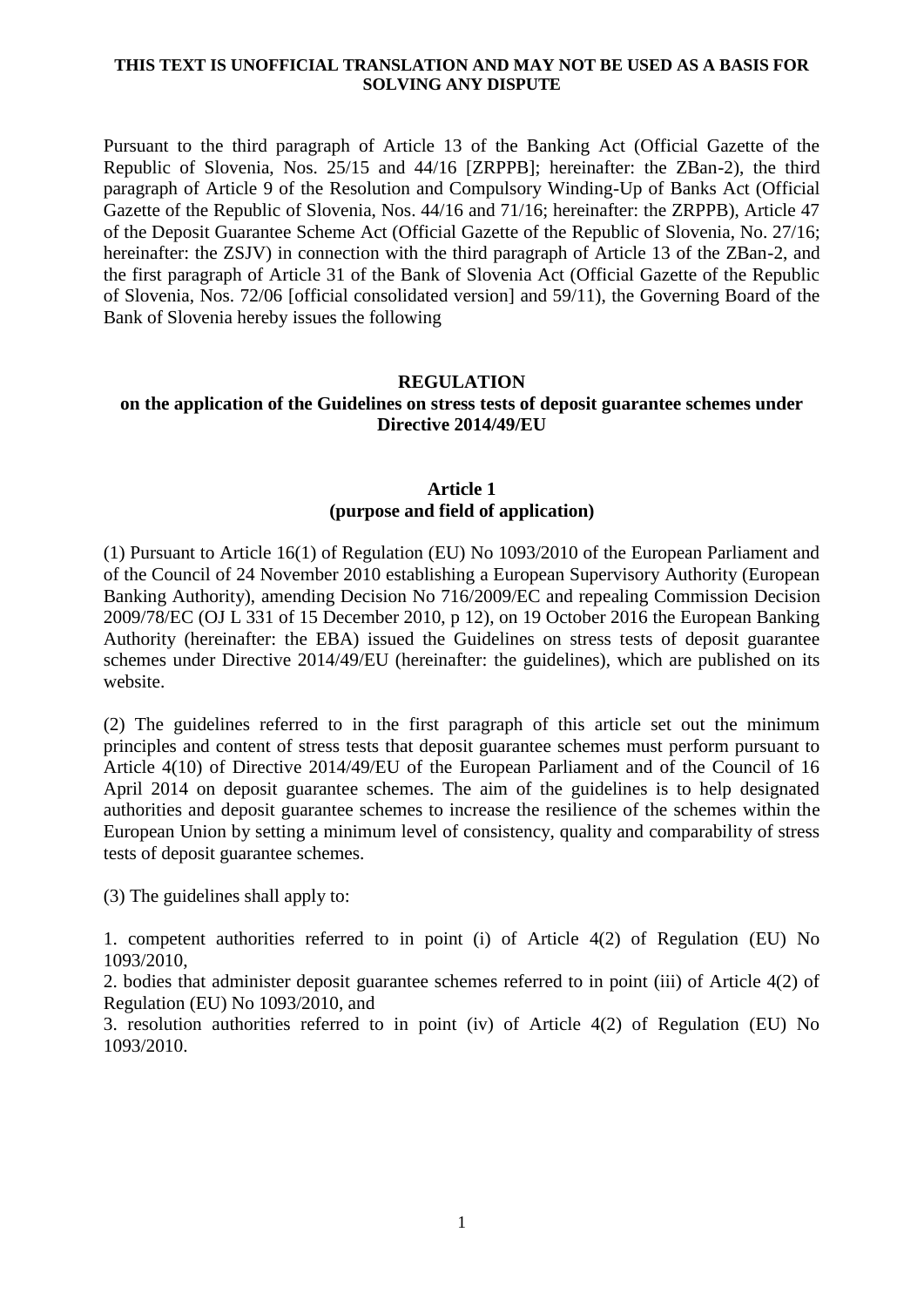**THIS TEXT IS UNOFFICIAL TRANSLATION AND MAY NOT BE USED AS A BASIS FOR SOLVING ANY DISPUTE**

Pursuant to the third paragraph of Article 13 of the Banking Act (Official Gazette of the Republic of Slovenia, Nos. 25/15 and 44/16 [ZRPPB]; hereinafter: the ZBan-2), the third paragraph of Article 9 of the Resolution and Compulsory Winding-Up of Banks Act (Official Gazette of the Republic of Slovenia, Nos. 44/16 and 71/16; hereinafter: the ZRPPB), Article 47 of the Deposit Guarantee Scheme Act (Official Gazette of the Republic of Slovenia, No. 27/16; hereinafter: the ZSJV) in connection with the third paragraph of Article 13 of the ZBan-2, and the first paragraph of Article 31 of the Bank of Slovenia Act (Official Gazette of the Republic of Slovenia, Nos. 72/06 [official consolidated version] and 59/11), the Governing Board of the Bank of Slovenia hereby issues the following

# REGULATION
## on the application of the Guidelines on stress tests of deposit guarantee schemes under Directive 2014/49/EU

### Article 1
### (purpose and field of application)

(1) Pursuant to Article 16(1) of Regulation (EU) No 1093/2010 of the European Parliament and of the Council of 24 November 2010 establishing a European Supervisory Authority (European Banking Authority), amending Decision No 716/2009/EC and repealing Commission Decision 2009/78/EC (OJ L 331 of 15 December 2010, p 12), on 19 October 2016 the European Banking Authority (hereinafter: the EBA) issued the Guidelines on stress tests of deposit guarantee schemes under Directive 2014/49/EU (hereinafter: the guidelines), which are published on its website.

(2) The guidelines referred to in the first paragraph of this article set out the minimum principles and content of stress tests that deposit guarantee schemes must perform pursuant to Article 4(10) of Directive 2014/49/EU of the European Parliament and of the Council of 16 April 2014 on deposit guarantee schemes. The aim of the guidelines is to help designated authorities and deposit guarantee schemes to increase the resilience of the schemes within the European Union by setting a minimum level of consistency, quality and comparability of stress tests of deposit guarantee schemes.

(3) The guidelines shall apply to:

1. competent authorities referred to in point (i) of Article 4(2) of Regulation (EU) No 1093/2010,
2. bodies that administer deposit guarantee schemes referred to in point (iii) of Article 4(2) of Regulation (EU) No 1093/2010, and
3. resolution authorities referred to in point (iv) of Article 4(2) of Regulation (EU) No 1093/2010.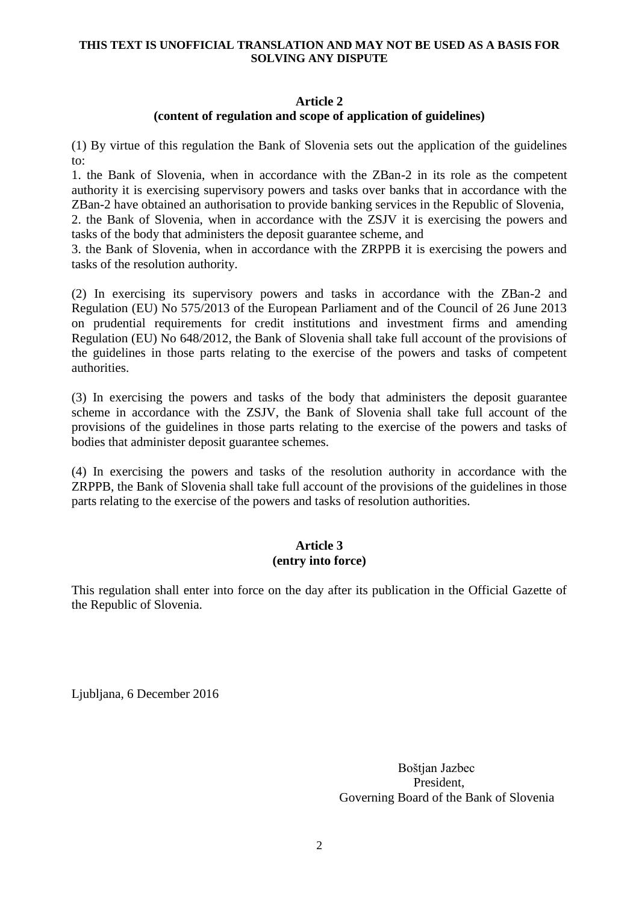**THIS TEXT IS UNOFFICIAL TRANSLATION AND MAY NOT BE USED AS A BASIS FOR SOLVING ANY DISPUTE**

### Article 2
### (content of regulation and scope of application of guidelines)

(1) By virtue of this regulation the Bank of Slovenia sets out the application of the guidelines to:

1. the Bank of Slovenia, when in accordance with the ZBan-2 in its role as the competent authority it is exercising supervisory powers and tasks over banks that in accordance with the ZBan-2 have obtained an authorisation to provide banking services in the Republic of Slovenia,
2. the Bank of Slovenia, when in accordance with the ZSJV it is exercising the powers and tasks of the body that administers the deposit guarantee scheme, and
3. the Bank of Slovenia, when in accordance with the ZRPPB it is exercising the powers and tasks of the resolution authority.

(2) In exercising its supervisory powers and tasks in accordance with the ZBan-2 and Regulation (EU) No 575/2013 of the European Parliament and of the Council of 26 June 2013 on prudential requirements for credit institutions and investment firms and amending Regulation (EU) No 648/2012, the Bank of Slovenia shall take full account of the provisions of the guidelines in those parts relating to the exercise of the powers and tasks of competent authorities.

(3) In exercising the powers and tasks of the body that administers the deposit guarantee scheme in accordance with the ZSJV, the Bank of Slovenia shall take full account of the provisions of the guidelines in those parts relating to the exercise of the powers and tasks of bodies that administer deposit guarantee schemes.

(4) In exercising the powers and tasks of the resolution authority in accordance with the ZRPPB, the Bank of Slovenia shall take full account of the provisions of the guidelines in those parts relating to the exercise of the powers and tasks of resolution authorities.

### Article 3
### (entry into force)

This regulation shall enter into force on the day after its publication in the Official Gazette of the Republic of Slovenia.

Ljubljana, 6 December 2016

Boštjan Jazbec
President,
Governing Board of the Bank of Slovenia